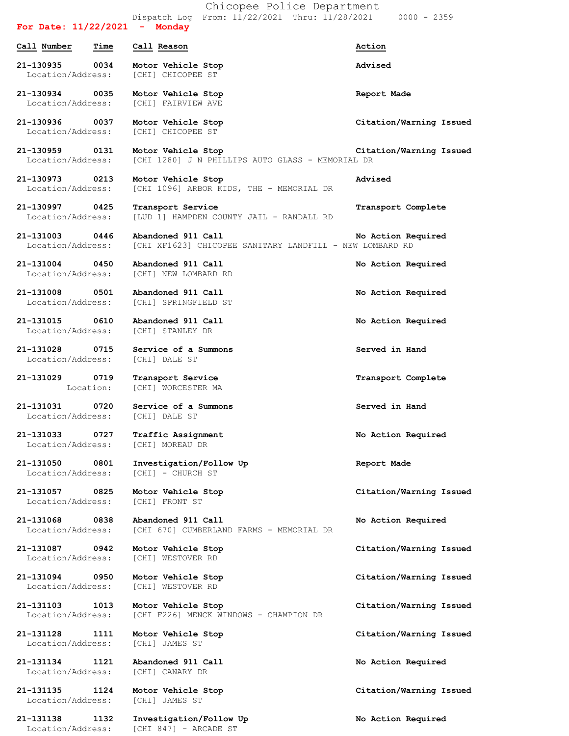# Chicopee Police Department

Dispatch Log From: 11/22/2021 Thru: 11/28/2021 0000 - 2359

**For Date: 11/22/2021 - Monday**

| Call Number | Time | Call Reason | Action |
|---|---|---|---|
| 21-130935 | 0034 | Motor Vehicle Stop | Advised |
| Location/Address: | | [CHI] CHICOPEE ST | |
| 21-130934 | 0035 | Motor Vehicle Stop | Report Made |
| Location/Address: | | [CHI] FAIRVIEW AVE | |
| 21-130936 | 0037 | Motor Vehicle Stop | Citation/Warning Issued |
| Location/Address: | | [CHI] CHICOPEE ST | |
| 21-130959 | 0131 | Motor Vehicle Stop | Citation/Warning Issued |
| Location/Address: | | [CHI 1280] J N PHILLIPS AUTO GLASS - MEMORIAL DR | |
| 21-130973 | 0213 | Motor Vehicle Stop | Advised |
| Location/Address: | | [CHI 1096] ARBOR KIDS, THE - MEMORIAL DR | |
| 21-130997 | 0425 | Transport Service | Transport Complete |
| Location/Address: | | [LUD 1] HAMPDEN COUNTY JAIL - RANDALL RD | |
| 21-131003 | 0446 | Abandoned 911 Call | No Action Required |
| Location/Address: | | [CHI XF1623] CHICOPEE SANITARY LANDFILL - NEW LOMBARD RD | |
| 21-131004 | 0450 | Abandoned 911 Call | No Action Required |
| Location/Address: | | [CHI] NEW LOMBARD RD | |
| 21-131008 | 0501 | Abandoned 911 Call | No Action Required |
| Location/Address: | | [CHI] SPRINGFIELD ST | |
| 21-131015 | 0610 | Abandoned 911 Call | No Action Required |
| Location/Address: | | [CHI] STANLEY DR | |
| 21-131028 | 0715 | Service of a Summons | Served in Hand |
| Location/Address: | | [CHI] DALE ST | |
| 21-131029 | 0719 | Transport Service | Transport Complete |
| Location: | | [CHI] WORCESTER MA | |
| 21-131031 | 0720 | Service of a Summons | Served in Hand |
| Location/Address: | | [CHI] DALE ST | |
| 21-131033 | 0727 | Traffic Assignment | No Action Required |
| Location/Address: | | [CHI] MOREAU DR | |
| 21-131050 | 0801 | Investigation/Follow Up | Report Made |
| Location/Address: | | [CHI] - CHURCH ST | |
| 21-131057 | 0825 | Motor Vehicle Stop | Citation/Warning Issued |
| Location/Address: | | [CHI] FRONT ST | |
| 21-131068 | 0838 | Abandoned 911 Call | No Action Required |
| Location/Address: | | [CHI 670] CUMBERLAND FARMS - MEMORIAL DR | |
| 21-131087 | 0942 | Motor Vehicle Stop | Citation/Warning Issued |
| Location/Address: | | [CHI] WESTOVER RD | |
| 21-131094 | 0950 | Motor Vehicle Stop | Citation/Warning Issued |
| Location/Address: | | [CHI] WESTOVER RD | |
| 21-131103 | 1013 | Motor Vehicle Stop | Citation/Warning Issued |
| Location/Address: | | [CHI F226] MENCK WINDOWS - CHAMPION DR | |
| 21-131128 | 1111 | Motor Vehicle Stop | Citation/Warning Issued |
| Location/Address: | | [CHI] JAMES ST | |
| 21-131134 | 1121 | Abandoned 911 Call | No Action Required |
| Location/Address: | | [CHI] CANARY DR | |
| 21-131135 | 1124 | Motor Vehicle Stop | Citation/Warning Issued |
| Location/Address: | | [CHI] JAMES ST | |
| 21-131138 | 1132 | Investigation/Follow Up | No Action Required |
| Location/Address: | | [CHI 847] - ARCADE ST | |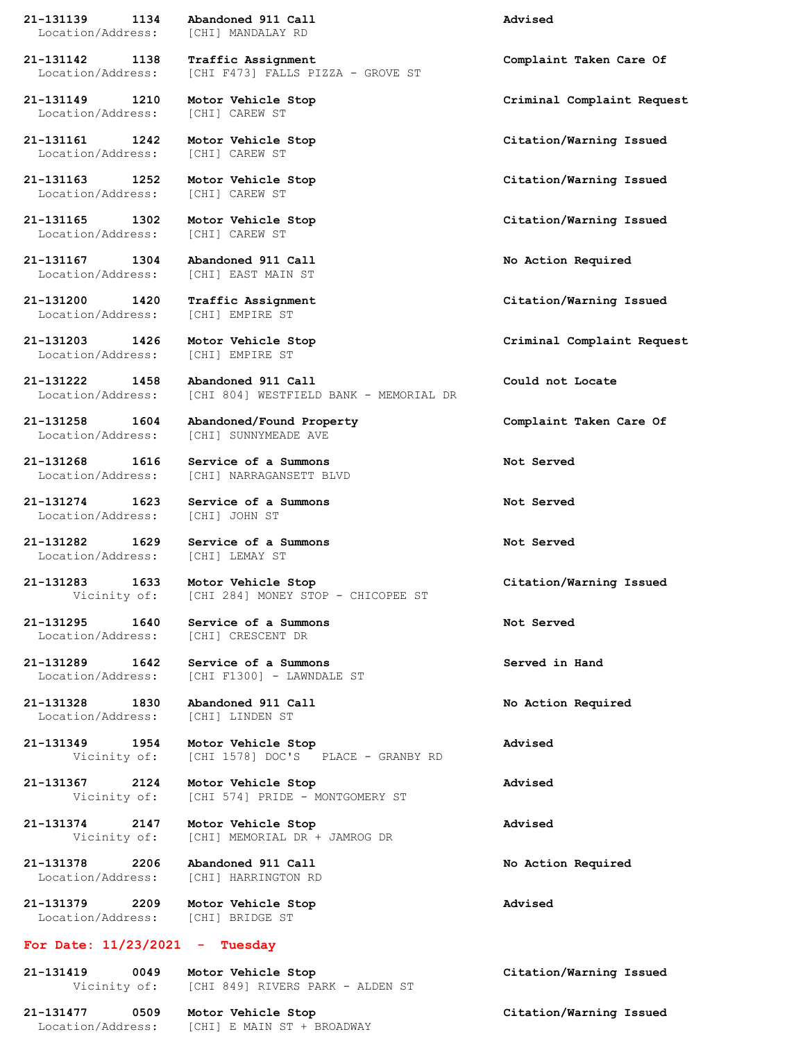**21-131139 1134 Abandoned 911 Call** **Advised**
Location/Address: [CHI] MANDALAY RD

**21-131142 1138 Traffic Assignment** **Complaint Taken Care Of**
Location/Address: [CHI F473] FALLS PIZZA - GROVE ST

**21-131149 1210 Motor Vehicle Stop** **Criminal Complaint Request**
Location/Address: [CHI] CAREW ST

**21-131161 1242 Motor Vehicle Stop** **Citation/Warning Issued**
Location/Address: [CHI] CAREW ST

**21-131163 1252 Motor Vehicle Stop** **Citation/Warning Issued**
Location/Address: [CHI] CAREW ST

**21-131165 1302 Motor Vehicle Stop** **Citation/Warning Issued**
Location/Address: [CHI] CAREW ST

**21-131167 1304 Abandoned 911 Call** **No Action Required**
Location/Address: [CHI] EAST MAIN ST

**21-131200 1420 Traffic Assignment** **Citation/Warning Issued**
Location/Address: [CHI] EMPIRE ST

**21-131203 1426 Motor Vehicle Stop** **Criminal Complaint Request**
Location/Address: [CHI] EMPIRE ST

**21-131222 1458 Abandoned 911 Call** **Could not Locate**
Location/Address: [CHI 804] WESTFIELD BANK - MEMORIAL DR

**21-131258 1604 Abandoned/Found Property** **Complaint Taken Care Of**
Location/Address: [CHI] SUNNYMEADE AVE

**21-131268 1616 Service of a Summons** **Not Served**
Location/Address: [CHI] NARRAGANSETT BLVD

**21-131274 1623 Service of a Summons** **Not Served**
Location/Address: [CHI] JOHN ST

**21-131282 1629 Service of a Summons** **Not Served**
Location/Address: [CHI] LEMAY ST

**21-131283 1633 Motor Vehicle Stop** **Citation/Warning Issued**
Vicinity of: [CHI 284] MONEY STOP - CHICOPEE ST

**21-131295 1640 Service of a Summons** **Not Served**
Location/Address: [CHI] CRESCENT DR

**21-131289 1642 Service of a Summons** **Served in Hand**
Location/Address: [CHI F1300] - LAWNDALE ST

**21-131328 1830 Abandoned 911 Call** **No Action Required**
Location/Address: [CHI] LINDEN ST

**21-131349 1954 Motor Vehicle Stop** **Advised**
Vicinity of: [CHI 1578] DOC'S PLACE - GRANBY RD

**21-131367 2124 Motor Vehicle Stop** **Advised**
Vicinity of: [CHI 574] PRIDE - MONTGOMERY ST

**21-131374 2147 Motor Vehicle Stop** **Advised**
Vicinity of: [CHI] MEMORIAL DR + JAMROG DR

**21-131378 2206 Abandoned 911 Call** **No Action Required**
Location/Address: [CHI] HARRINGTON RD

**21-131379 2209 Motor Vehicle Stop** **Advised**
Location/Address: [CHI] BRIDGE ST

## For Date: 11/23/2021 - Tuesday

**21-131419 0049 Motor Vehicle Stop** **Citation/Warning Issued**
Vicinity of: [CHI 849] RIVERS PARK - ALDEN ST

**21-131477 0509 Motor Vehicle Stop** **Citation/Warning Issued**
Location/Address: [CHI] E MAIN ST + BROADWAY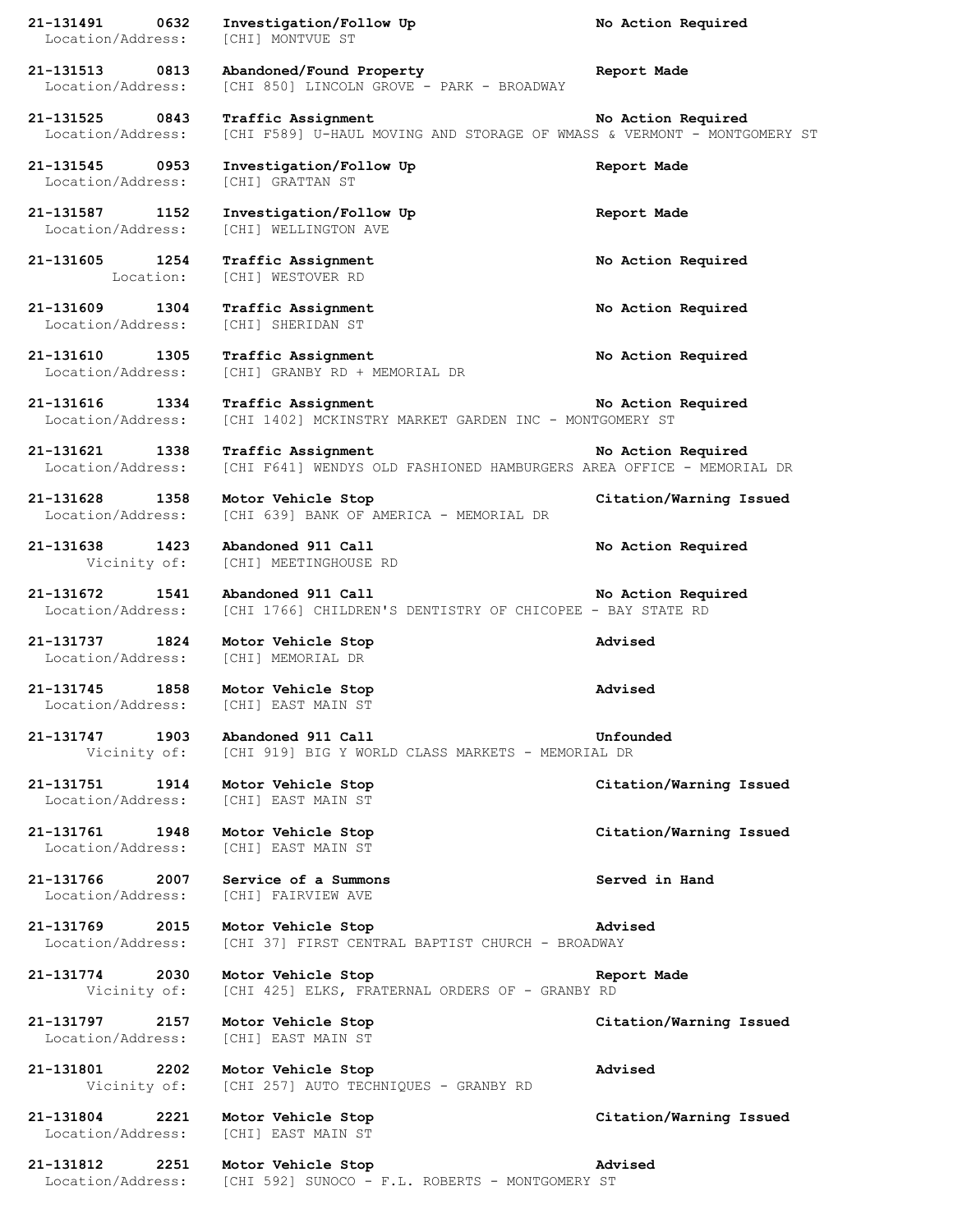**21-131491 0632 Investigation/Follow Up No Action Required**
Location/Address: [CHI] MONTVUE ST

**21-131513 0813 Abandoned/Found Property Report Made**
Location/Address: [CHI 850] LINCOLN GROVE - PARK - BROADWAY

**21-131525 0843 Traffic Assignment No Action Required**
Location/Address: [CHI F589] U-HAUL MOVING AND STORAGE OF WMASS & VERMONT - MONTGOMERY ST

**21-131545 0953 Investigation/Follow Up Report Made**
Location/Address: [CHI] GRATTAN ST

**21-131587 1152 Investigation/Follow Up Report Made**
Location/Address: [CHI] WELLINGTON AVE

**21-131605 1254 Traffic Assignment No Action Required**
Location: [CHI] WESTOVER RD

**21-131609 1304 Traffic Assignment No Action Required**
Location/Address: [CHI] SHERIDAN ST

**21-131610 1305 Traffic Assignment No Action Required**
Location/Address: [CHI] GRANBY RD + MEMORIAL DR

**21-131616 1334 Traffic Assignment No Action Required**
Location/Address: [CHI 1402] MCKINSTRY MARKET GARDEN INC - MONTGOMERY ST

**21-131621 1338 Traffic Assignment No Action Required**
Location/Address: [CHI F641] WENDYS OLD FASHIONED HAMBURGERS AREA OFFICE - MEMORIAL DR

**21-131628 1358 Motor Vehicle Stop Citation/Warning Issued**
Location/Address: [CHI 639] BANK OF AMERICA - MEMORIAL DR

**21-131638 1423 Abandoned 911 Call No Action Required**
Vicinity of: [CHI] MEETINGHOUSE RD

**21-131672 1541 Abandoned 911 Call No Action Required**
Location/Address: [CHI 1766] CHILDREN'S DENTISTRY OF CHICOPEE - BAY STATE RD

**21-131737 1824 Motor Vehicle Stop Advised**
Location/Address: [CHI] MEMORIAL DR

**21-131745 1858 Motor Vehicle Stop Advised**
Location/Address: [CHI] EAST MAIN ST

**21-131747 1903 Abandoned 911 Call Unfounded**
Vicinity of: [CHI 919] BIG Y WORLD CLASS MARKETS - MEMORIAL DR

**21-131751 1914 Motor Vehicle Stop Citation/Warning Issued**
Location/Address: [CHI] EAST MAIN ST

**21-131761 1948 Motor Vehicle Stop Citation/Warning Issued**
Location/Address: [CHI] EAST MAIN ST

**21-131766 2007 Service of a Summons Served in Hand**
Location/Address: [CHI] FAIRVIEW AVE

**21-131769 2015 Motor Vehicle Stop Advised**
Location/Address: [CHI 37] FIRST CENTRAL BAPTIST CHURCH - BROADWAY

**21-131774 2030 Motor Vehicle Stop Report Made**
Vicinity of: [CHI 425] ELKS, FRATERNAL ORDERS OF - GRANBY RD

**21-131797 2157 Motor Vehicle Stop Citation/Warning Issued**
Location/Address: [CHI] EAST MAIN ST

**21-131801 2202 Motor Vehicle Stop Advised**
Vicinity of: [CHI 257] AUTO TECHNIQUES - GRANBY RD

**21-131804 2221 Motor Vehicle Stop Citation/Warning Issued**
Location/Address: [CHI] EAST MAIN ST

**21-131812 2251 Motor Vehicle Stop Advised**
Location/Address: [CHI 592] SUNOCO - F.L. ROBERTS - MONTGOMERY ST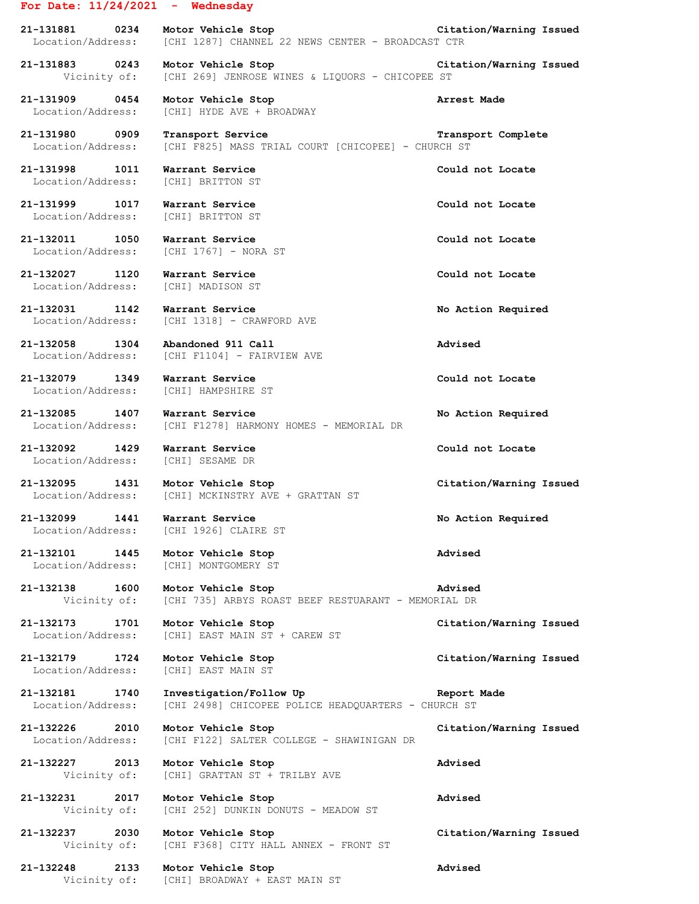**For Date: 11/24/2021 - Wednesday**

**21-131881 0234 Motor Vehicle Stop** **Citation/Warning Issued**
Location/Address: [CHI 1287] CHANNEL 22 NEWS CENTER - BROADCAST CTR

**21-131883 0243 Motor Vehicle Stop** **Citation/Warning Issued**
Vicinity of: [CHI 269] JENROSE WINES & LIQUORS - CHICOPEE ST

**21-131909 0454 Motor Vehicle Stop** **Arrest Made**
Location/Address: [CHI] HYDE AVE + BROADWAY

**21-131980 0909 Transport Service** **Transport Complete**
Location/Address: [CHI F825] MASS TRIAL COURT [CHICOPEE] - CHURCH ST

**21-131998 1011 Warrant Service** **Could not Locate**
Location/Address: [CHI] BRITTON ST

**21-131999 1017 Warrant Service** **Could not Locate**
Location/Address: [CHI] BRITTON ST

**21-132011 1050 Warrant Service** **Could not Locate**
Location/Address: [CHI 1767] - NORA ST

**21-132027 1120 Warrant Service** **Could not Locate**
Location/Address: [CHI] MADISON ST

**21-132031 1142 Warrant Service** **No Action Required**
Location/Address: [CHI 1318] - CRAWFORD AVE

**21-132058 1304 Abandoned 911 Call** **Advised**
Location/Address: [CHI F1104] - FAIRVIEW AVE

**21-132079 1349 Warrant Service** **Could not Locate**
Location/Address: [CHI] HAMPSHIRE ST

**21-132085 1407 Warrant Service** **No Action Required**
Location/Address: [CHI F1278] HARMONY HOMES - MEMORIAL DR

**21-132092 1429 Warrant Service** **Could not Locate**
Location/Address: [CHI] SESAME DR

**21-132095 1431 Motor Vehicle Stop** **Citation/Warning Issued**
Location/Address: [CHI] MCKINSTRY AVE + GRATTAN ST

**21-132099 1441 Warrant Service** **No Action Required**
Location/Address: [CHI 1926] CLAIRE ST

**21-132101 1445 Motor Vehicle Stop** **Advised**
Location/Address: [CHI] MONTGOMERY ST

**21-132138 1600 Motor Vehicle Stop** **Advised**
Vicinity of: [CHI 735] ARBYS ROAST BEEF RESTUARANT - MEMORIAL DR

**21-132173 1701 Motor Vehicle Stop** **Citation/Warning Issued**
Location/Address: [CHI] EAST MAIN ST + CAREW ST

**21-132179 1724 Motor Vehicle Stop** **Citation/Warning Issued**
Location/Address: [CHI] EAST MAIN ST

**21-132181 1740 Investigation/Follow Up** **Report Made**
Location/Address: [CHI 2498] CHICOPEE POLICE HEADQUARTERS - CHURCH ST

**21-132226 2010 Motor Vehicle Stop** **Citation/Warning Issued**
Location/Address: [CHI F122] SALTER COLLEGE - SHAWINIGAN DR

**21-132227 2013 Motor Vehicle Stop** **Advised**
Vicinity of: [CHI] GRATTAN ST + TRILBY AVE

**21-132231 2017 Motor Vehicle Stop** **Advised**
Vicinity of: [CHI 252] DUNKIN DONUTS - MEADOW ST

**21-132237 2030 Motor Vehicle Stop** **Citation/Warning Issued**
Vicinity of: [CHI F368] CITY HALL ANNEX - FRONT ST

**21-132248 2133 Motor Vehicle Stop** **Advised**
Vicinity of: [CHI] BROADWAY + EAST MAIN ST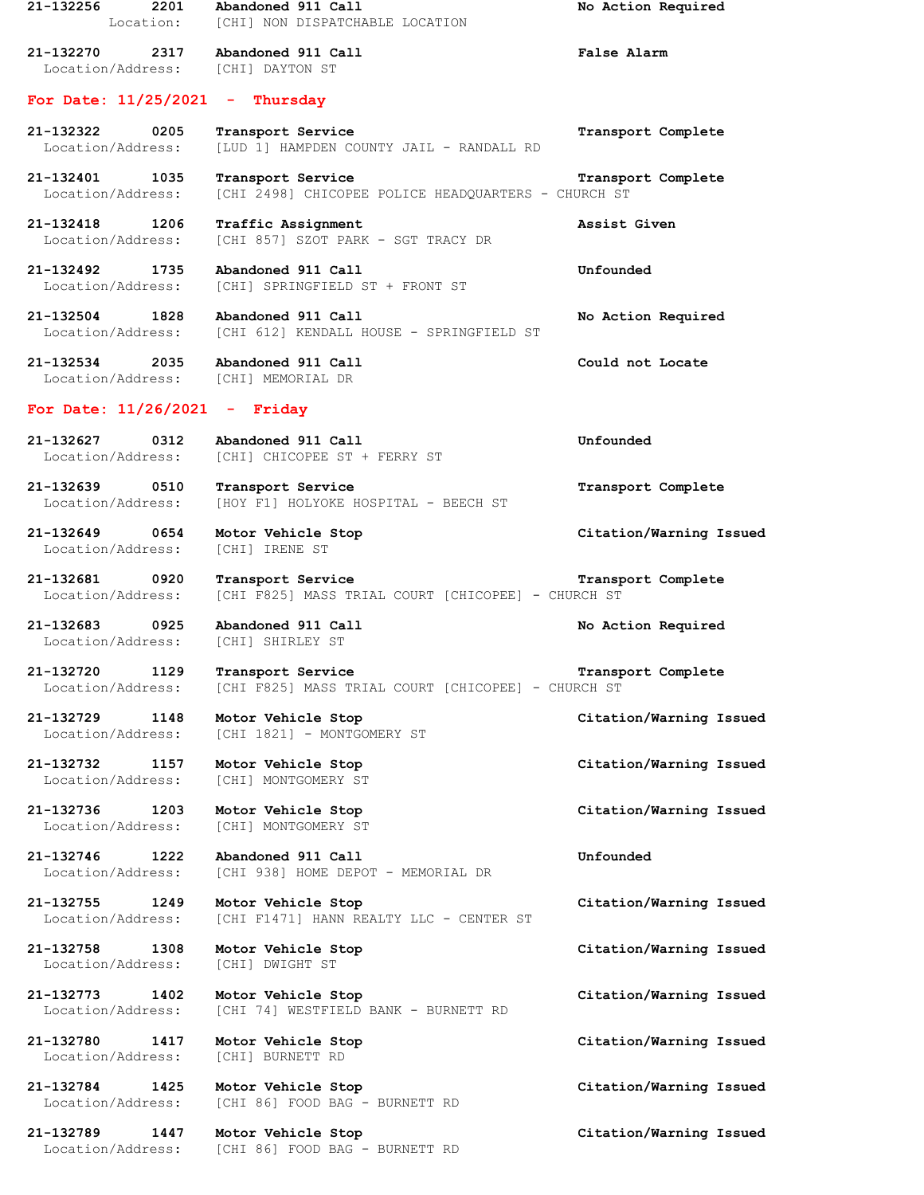**21-132256 2201 Abandoned 911 Call** **No Action Required**
Location: [CHI] NON DISPATCHABLE LOCATION

**21-132270 2317 Abandoned 911 Call** **False Alarm**
Location/Address: [CHI] DAYTON ST

## For Date: 11/25/2021 - Thursday

**21-132322 0205 Transport Service** **Transport Complete**
Location/Address: [LUD 1] HAMPDEN COUNTY JAIL - RANDALL RD

**21-132401 1035 Transport Service** **Transport Complete**
Location/Address: [CHI 2498] CHICOPEE POLICE HEADQUARTERS - CHURCH ST

**21-132418 1206 Traffic Assignment** **Assist Given**
Location/Address: [CHI 857] SZOT PARK - SGT TRACY DR

**21-132492 1735 Abandoned 911 Call** **Unfounded**
Location/Address: [CHI] SPRINGFIELD ST + FRONT ST

**21-132504 1828 Abandoned 911 Call** **No Action Required**
Location/Address: [CHI 612] KENDALL HOUSE - SPRINGFIELD ST

**21-132534 2035 Abandoned 911 Call** **Could not Locate**
Location/Address: [CHI] MEMORIAL DR

## For Date: 11/26/2021 - Friday

**21-132627 0312 Abandoned 911 Call** **Unfounded**
Location/Address: [CHI] CHICOPEE ST + FERRY ST

**21-132639 0510 Transport Service** **Transport Complete**
Location/Address: [HOY F1] HOLYOKE HOSPITAL - BEECH ST

**21-132649 0654 Motor Vehicle Stop** **Citation/Warning Issued**
Location/Address: [CHI] IRENE ST

**21-132681 0920 Transport Service** **Transport Complete**
Location/Address: [CHI F825] MASS TRIAL COURT [CHICOPEE] - CHURCH ST

**21-132683 0925 Abandoned 911 Call** **No Action Required**
Location/Address: [CHI] SHIRLEY ST

**21-132720 1129 Transport Service** **Transport Complete**
Location/Address: [CHI F825] MASS TRIAL COURT [CHICOPEE] - CHURCH ST

**21-132729 1148 Motor Vehicle Stop** **Citation/Warning Issued**
Location/Address: [CHI 1821] - MONTGOMERY ST

**21-132732 1157 Motor Vehicle Stop** **Citation/Warning Issued**
Location/Address: [CHI] MONTGOMERY ST

**21-132736 1203 Motor Vehicle Stop** **Citation/Warning Issued**
Location/Address: [CHI] MONTGOMERY ST

**21-132746 1222 Abandoned 911 Call** **Unfounded**
Location/Address: [CHI 938] HOME DEPOT - MEMORIAL DR

**21-132755 1249 Motor Vehicle Stop** **Citation/Warning Issued**
Location/Address: [CHI F1471] HANN REALTY LLC - CENTER ST

**21-132758 1308 Motor Vehicle Stop** **Citation/Warning Issued**
Location/Address: [CHI] DWIGHT ST

**21-132773 1402 Motor Vehicle Stop** **Citation/Warning Issued**
Location/Address: [CHI 74] WESTFIELD BANK - BURNETT RD

**21-132780 1417 Motor Vehicle Stop** **Citation/Warning Issued**
Location/Address: [CHI] BURNETT RD

**21-132784 1425 Motor Vehicle Stop** **Citation/Warning Issued**
Location/Address: [CHI 86] FOOD BAG - BURNETT RD

**21-132789 1447 Motor Vehicle Stop** **Citation/Warning Issued**
Location/Address: [CHI 86] FOOD BAG - BURNETT RD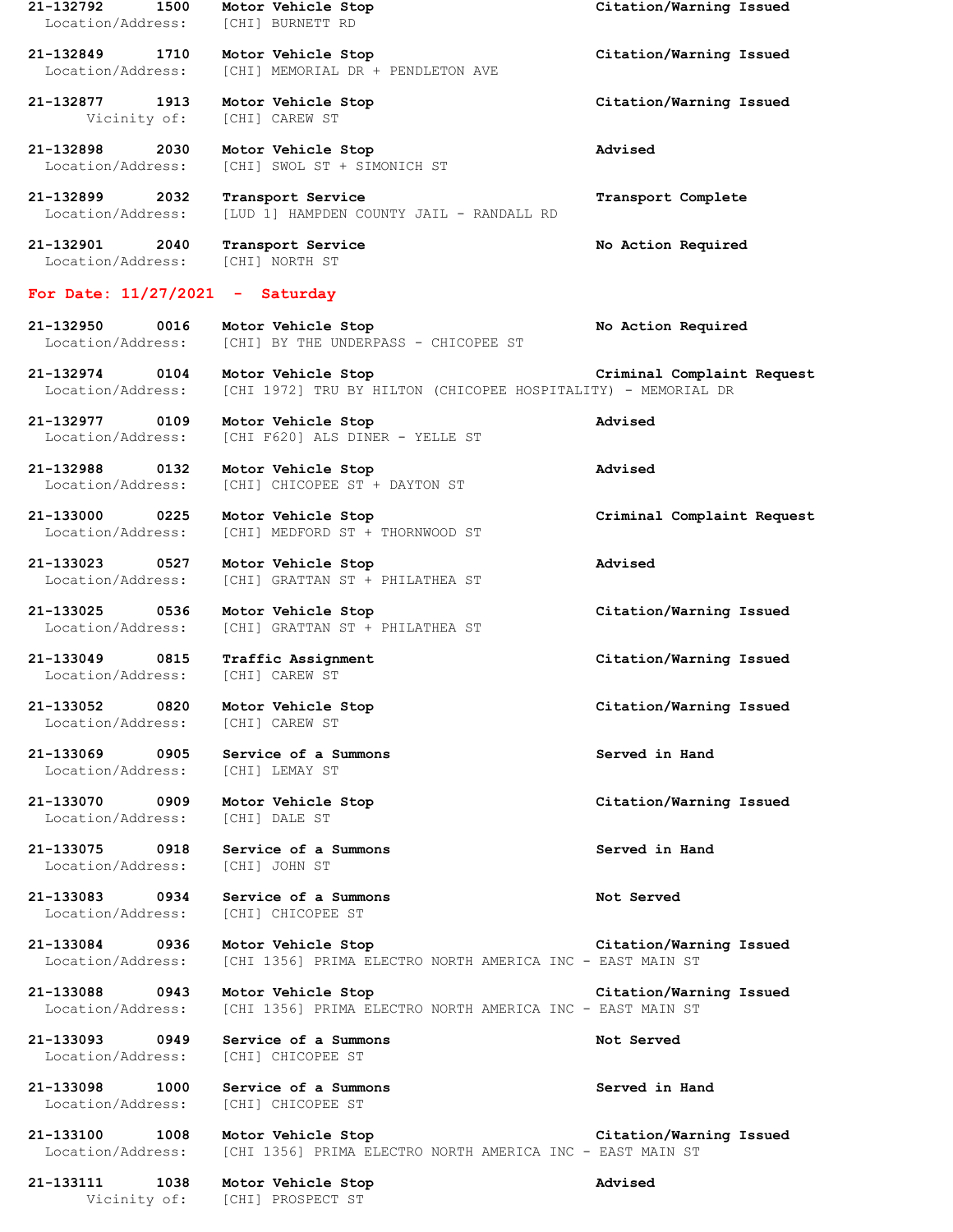**21-132792 1500 Motor Vehicle Stop — Citation/Warning Issued**
Location/Address: [CHI] BURNETT RD

**21-132849 1710 Motor Vehicle Stop — Citation/Warning Issued**
Location/Address: [CHI] MEMORIAL DR + PENDLETON AVE

**21-132877 1913 Motor Vehicle Stop — Citation/Warning Issued**
Vicinity of: [CHI] CAREW ST

**21-132898 2030 Motor Vehicle Stop — Advised**
Location/Address: [CHI] SWOL ST + SIMONICH ST

**21-132899 2032 Transport Service — Transport Complete**
Location/Address: [LUD 1] HAMPDEN COUNTY JAIL - RANDALL RD

**21-132901 2040 Transport Service — No Action Required**
Location/Address: [CHI] NORTH ST

## For Date: 11/27/2021 - Saturday

**21-132950 0016 Motor Vehicle Stop — No Action Required**
Location/Address: [CHI] BY THE UNDERPASS - CHICOPEE ST

**21-132974 0104 Motor Vehicle Stop — Criminal Complaint Request**
Location/Address: [CHI 1972] TRU BY HILTON (CHICOPEE HOSPITALITY) - MEMORIAL DR

**21-132977 0109 Motor Vehicle Stop — Advised**
Location/Address: [CHI F620] ALS DINER - YELLE ST

**21-132988 0132 Motor Vehicle Stop — Advised**
Location/Address: [CHI] CHICOPEE ST + DAYTON ST

**21-133000 0225 Motor Vehicle Stop — Criminal Complaint Request**
Location/Address: [CHI] MEDFORD ST + THORNWOOD ST

**21-133023 0527 Motor Vehicle Stop — Advised**
Location/Address: [CHI] GRATTAN ST + PHILATHEA ST

**21-133025 0536 Motor Vehicle Stop — Citation/Warning Issued**
Location/Address: [CHI] GRATTAN ST + PHILATHEA ST

**21-133049 0815 Traffic Assignment — Citation/Warning Issued**
Location/Address: [CHI] CAREW ST

**21-133052 0820 Motor Vehicle Stop — Citation/Warning Issued**
Location/Address: [CHI] CAREW ST

**21-133069 0905 Service of a Summons — Served in Hand**
Location/Address: [CHI] LEMAY ST

**21-133070 0909 Motor Vehicle Stop — Citation/Warning Issued**
Location/Address: [CHI] DALE ST

**21-133075 0918 Service of a Summons — Served in Hand**
Location/Address: [CHI] JOHN ST

**21-133083 0934 Service of a Summons — Not Served**
Location/Address: [CHI] CHICOPEE ST

**21-133084 0936 Motor Vehicle Stop — Citation/Warning Issued**
Location/Address: [CHI 1356] PRIMA ELECTRO NORTH AMERICA INC - EAST MAIN ST

**21-133088 0943 Motor Vehicle Stop — Citation/Warning Issued**
Location/Address: [CHI 1356] PRIMA ELECTRO NORTH AMERICA INC - EAST MAIN ST

**21-133093 0949 Service of a Summons — Not Served**
Location/Address: [CHI] CHICOPEE ST

**21-133098 1000 Service of a Summons — Served in Hand**
Location/Address: [CHI] CHICOPEE ST

**21-133100 1008 Motor Vehicle Stop — Citation/Warning Issued**
Location/Address: [CHI 1356] PRIMA ELECTRO NORTH AMERICA INC - EAST MAIN ST

**21-133111 1038 Motor Vehicle Stop — Advised**
Vicinity of: [CHI] PROSPECT ST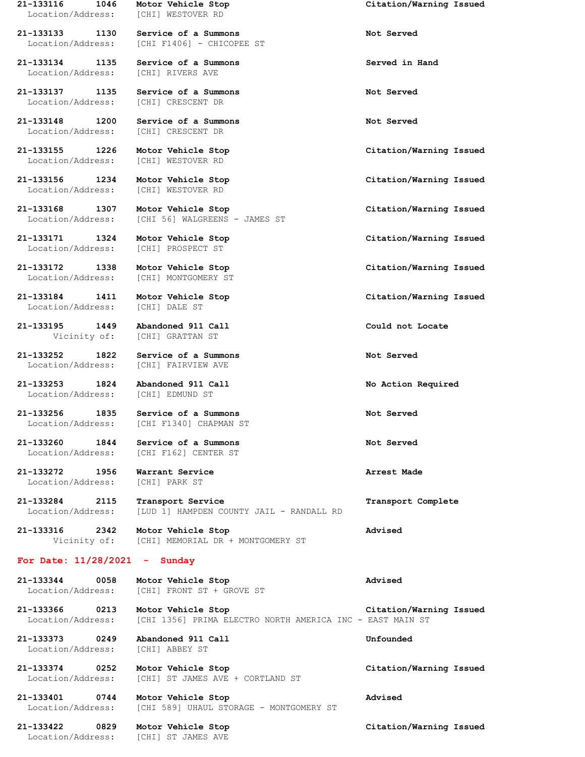**21-133116 1046 Motor Vehicle Stop** **Citation/Warning Issued**
Location/Address: [CHI] WESTOVER RD

**21-133133 1130 Service of a Summons** **Not Served**
Location/Address: [CHI F1406] - CHICOPEE ST

**21-133134 1135 Service of a Summons** **Served in Hand**
Location/Address: [CHI] RIVERS AVE

**21-133137 1135 Service of a Summons** **Not Served**
Location/Address: [CHI] CRESCENT DR

**21-133148 1200 Service of a Summons** **Not Served**
Location/Address: [CHI] CRESCENT DR

**21-133155 1226 Motor Vehicle Stop** **Citation/Warning Issued**
Location/Address: [CHI] WESTOVER RD

**21-133156 1234 Motor Vehicle Stop** **Citation/Warning Issued**
Location/Address: [CHI] WESTOVER RD

**21-133168 1307 Motor Vehicle Stop** **Citation/Warning Issued**
Location/Address: [CHI 56] WALGREENS - JAMES ST

**21-133171 1324 Motor Vehicle Stop** **Citation/Warning Issued**
Location/Address: [CHI] PROSPECT ST

**21-133172 1338 Motor Vehicle Stop** **Citation/Warning Issued**
Location/Address: [CHI] MONTGOMERY ST

**21-133184 1411 Motor Vehicle Stop** **Citation/Warning Issued**
Location/Address: [CHI] DALE ST

**21-133195 1449 Abandoned 911 Call** **Could not Locate**
Vicinity of: [CHI] GRATTAN ST

**21-133252 1822 Service of a Summons** **Not Served**
Location/Address: [CHI] FAIRVIEW AVE

**21-133253 1824 Abandoned 911 Call** **No Action Required**
Location/Address: [CHI] EDMUND ST

**21-133256 1835 Service of a Summons** **Not Served**
Location/Address: [CHI F1340] CHAPMAN ST

**21-133260 1844 Service of a Summons** **Not Served**
Location/Address: [CHI F162] CENTER ST

**21-133272 1956 Warrant Service** **Arrest Made**
Location/Address: [CHI] PARK ST

**21-133284 2115 Transport Service** **Transport Complete**
Location/Address: [LUD 1] HAMPDEN COUNTY JAIL - RANDALL RD

**21-133316 2342 Motor Vehicle Stop** **Advised**
Vicinity of: [CHI] MEMORIAL DR + MONTGOMERY ST

## For Date: 11/28/2021 - Sunday

**21-133344 0058 Motor Vehicle Stop** **Advised**
Location/Address: [CHI] FRONT ST + GROVE ST

**21-133366 0213 Motor Vehicle Stop** **Citation/Warning Issued**
Location/Address: [CHI 1356] PRIMA ELECTRO NORTH AMERICA INC - EAST MAIN ST

**21-133373 0249 Abandoned 911 Call** **Unfounded**
Location/Address: [CHI] ABBEY ST

**21-133374 0252 Motor Vehicle Stop** **Citation/Warning Issued**
Location/Address: [CHI] ST JAMES AVE + CORTLAND ST

**21-133401 0744 Motor Vehicle Stop** **Advised**
Location/Address: [CHI 589] UHAUL STORAGE - MONTGOMERY ST

**21-133422 0829 Motor Vehicle Stop** **Citation/Warning Issued**
Location/Address: [CHI] ST JAMES AVE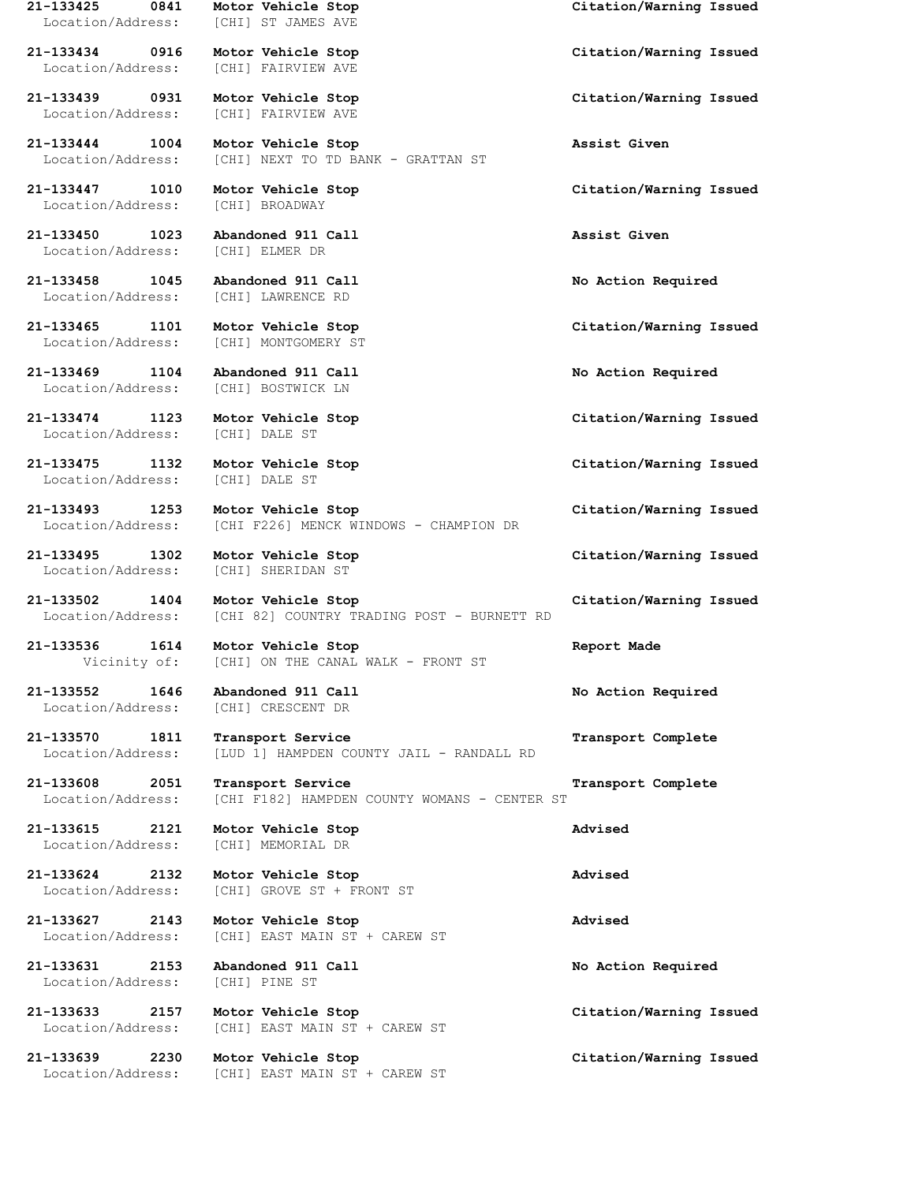**21-133425 0841 Motor Vehicle Stop** **Citation/Warning Issued**
Location/Address: [CHI] ST JAMES AVE

**21-133434 0916 Motor Vehicle Stop** **Citation/Warning Issued**
Location/Address: [CHI] FAIRVIEW AVE

**21-133439 0931 Motor Vehicle Stop** **Citation/Warning Issued**
Location/Address: [CHI] FAIRVIEW AVE

**21-133444 1004 Motor Vehicle Stop** **Assist Given**
Location/Address: [CHI] NEXT TO TD BANK - GRATTAN ST

**21-133447 1010 Motor Vehicle Stop** **Citation/Warning Issued**
Location/Address: [CHI] BROADWAY

**21-133450 1023 Abandoned 911 Call** **Assist Given**
Location/Address: [CHI] ELMER DR

**21-133458 1045 Abandoned 911 Call** **No Action Required**
Location/Address: [CHI] LAWRENCE RD

**21-133465 1101 Motor Vehicle Stop** **Citation/Warning Issued**
Location/Address: [CHI] MONTGOMERY ST

**21-133469 1104 Abandoned 911 Call** **No Action Required**
Location/Address: [CHI] BOSTWICK LN

**21-133474 1123 Motor Vehicle Stop** **Citation/Warning Issued**
Location/Address: [CHI] DALE ST

**21-133475 1132 Motor Vehicle Stop** **Citation/Warning Issued**
Location/Address: [CHI] DALE ST

**21-133493 1253 Motor Vehicle Stop** **Citation/Warning Issued**
Location/Address: [CHI F226] MENCK WINDOWS - CHAMPION DR

**21-133495 1302 Motor Vehicle Stop** **Citation/Warning Issued**
Location/Address: [CHI] SHERIDAN ST

**21-133502 1404 Motor Vehicle Stop** **Citation/Warning Issued**
Location/Address: [CHI 82] COUNTRY TRADING POST - BURNETT RD

**21-133536 1614 Motor Vehicle Stop** **Report Made**
Vicinity of: [CHI] ON THE CANAL WALK - FRONT ST

**21-133552 1646 Abandoned 911 Call** **No Action Required**
Location/Address: [CHI] CRESCENT DR

**21-133570 1811 Transport Service** **Transport Complete**
Location/Address: [LUD 1] HAMPDEN COUNTY JAIL - RANDALL RD

**21-133608 2051 Transport Service** **Transport Complete**
Location/Address: [CHI F182] HAMPDEN COUNTY WOMANS - CENTER ST

**21-133615 2121 Motor Vehicle Stop** **Advised**
Location/Address: [CHI] MEMORIAL DR

**21-133624 2132 Motor Vehicle Stop** **Advised**
Location/Address: [CHI] GROVE ST + FRONT ST

**21-133627 2143 Motor Vehicle Stop** **Advised**
Location/Address: [CHI] EAST MAIN ST + CAREW ST

**21-133631 2153 Abandoned 911 Call** **No Action Required**
Location/Address: [CHI] PINE ST

**21-133633 2157 Motor Vehicle Stop** **Citation/Warning Issued**
Location/Address: [CHI] EAST MAIN ST + CAREW ST

**21-133639 2230 Motor Vehicle Stop** **Citation/Warning Issued**
Location/Address: [CHI] EAST MAIN ST + CAREW ST